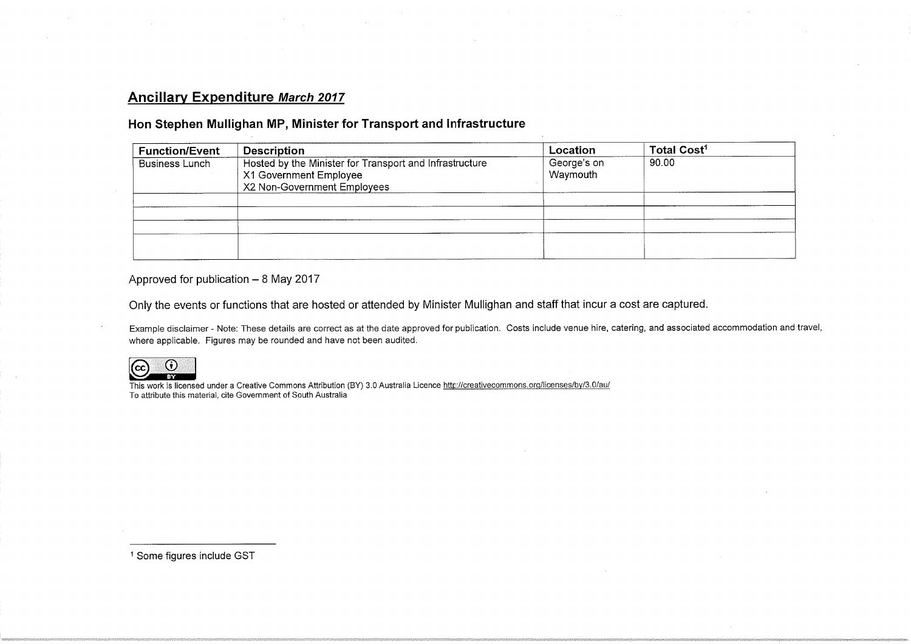## **Ancillary Expenditure** ***March 2017***

### Hon Stephen Mullighan MP, Minister for Transport and Infrastructure

| Function/Event | Description | Location | Total Cost[1] |
|---|---|---|---|
| Business Lunch | Hosted by the Minister for Transport and Infrastructure<br>X1 Government Employee<br>X2 Non-Government Employees | George's on Waymouth | 90.00 |
| | | | |
| | | | |
| | | | |
| | | | |

Approved for publication – 8 May 2017

Only the events or functions that are hosted or attended by Minister Mullighan and staff that incur a cost are captured.

Example disclaimer - Note: These details are correct as at the date approved for publication. Costs include venue hire, catering, and associated accommodation and travel, where applicable. Figures may be rounded and have not been audited.

This work is licensed under a Creative Commons Attribution (BY) 3.0 Australia Licence http://creativecommons.org/licenses/by/3.0/au/
To attribute this material, cite Government of South Australia

[1] Some figures include GST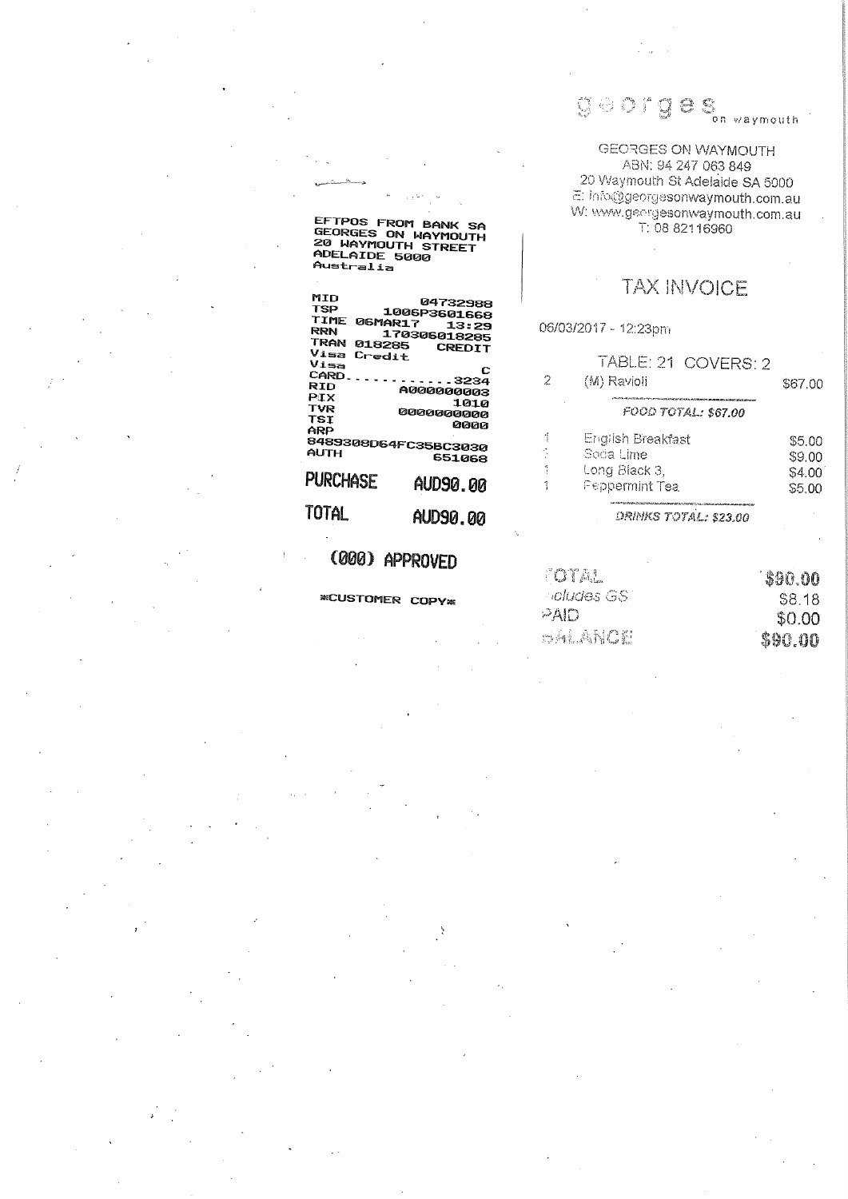EFTPOS FROM BANK SA
GEORGES ON WAYMOUTH
20 WAYMOUTH STREET
ADELAIDE 5000
Australia

| | |
|---|---|
| MID | 04732988 |
| TSP | 1006P3601668 |
| TIME 06MAR17 | 13:29 |
| RRN | 170306018285 |
| TRAN 018285 | CREDIT |
| Visa Credit | |
| Visa | C |
| CARD............ | 3234 |
| RID | A000000003 |
| PIX | 1010 |
| TVR | 0000000000 |
| TSI | 0000 |
| ARP | |
| 8489308D64FC35BC3030 | |
| AUTH | 651068 |

**PURCHASE AUD90.00**

**TOTAL AUD90.00**

**(000) APPROVED**

*CUSTOMER COPY*

georges on waymouth

GEORGES ON WAYMOUTH
ABN: 94 247 063 849
20 Waymouth St Adelaide SA 5000
E: info@georgesonwaymouth.com.au
W: www.georgesonwaymouth.com.au
T: 08 82116960

## TAX INVOICE

06/03/2017 - 12:23pm

TABLE: 21 COVERS: 2

| | | |
|---|---|---|
| 2 | (M) Ravioli | $67.00 |
| | *FOOD TOTAL: $67.00* | |
| 1 | English Breakfast | $5.00 |
| 1 | Soda Lime | $9.00 |
| 1 | Long Black 3, | $4.00 |
| 1 | Peppermint Tea | $5.00 |
| | *DRINKS TOTAL: $23.00* | |

| | |
|---|---|
| TOTAL | $90.00 |
| Includes GST | $8.18 |
| PAID | $0.00 |
| BALANCE | $90.00 |